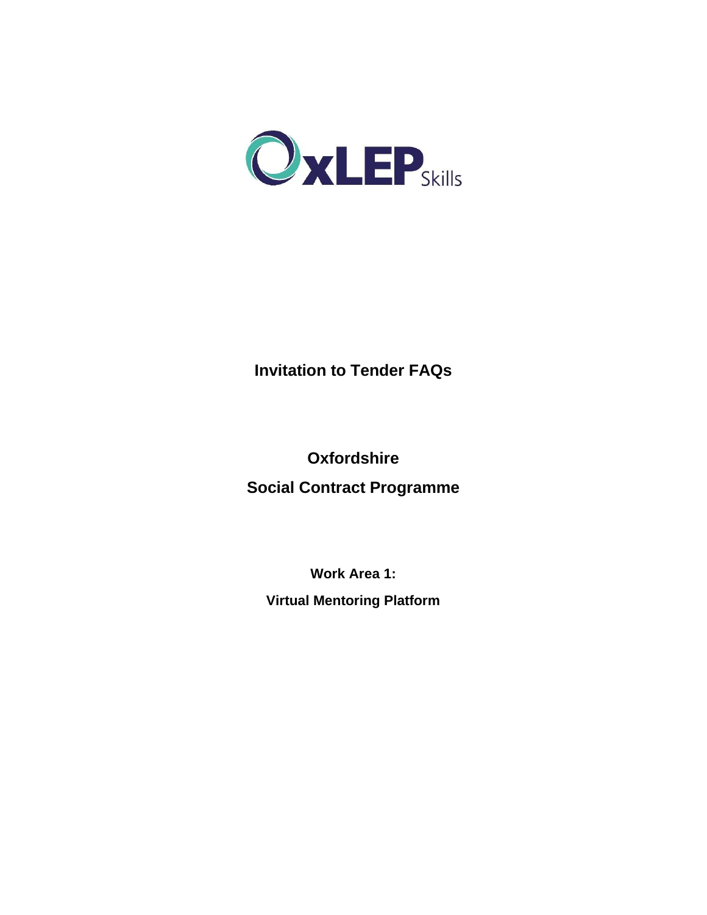# Invitation to Tender FAQs

## Oxfordshire

## Social Contract Programme

### Work Area 1:

### Virtual Mentoring Platform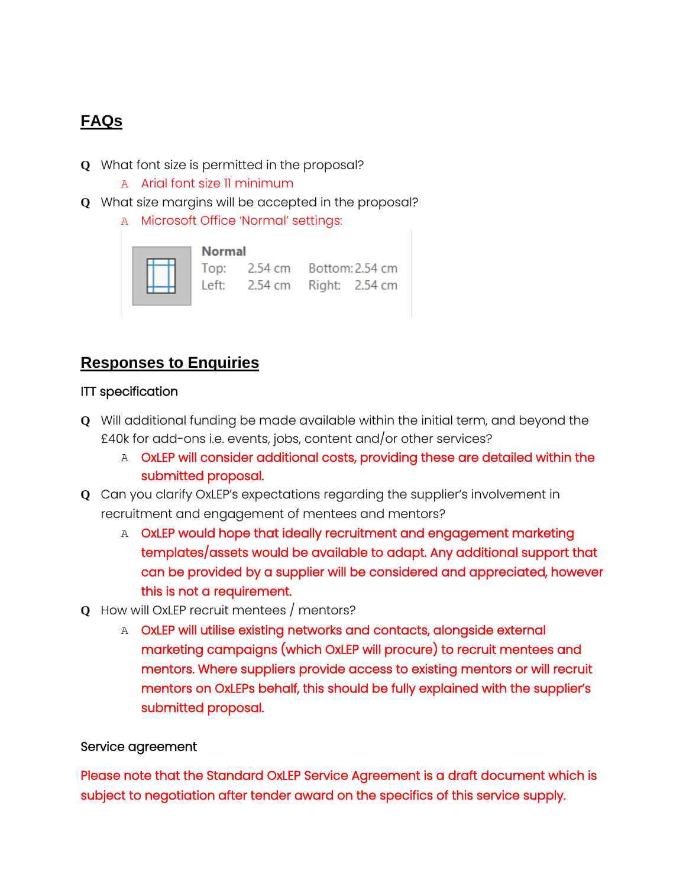## FAQs

**Q** What font size is permitted in the proposal?

A Arial font size 11 minimum

**Q** What size margins will be accepted in the proposal?

A Microsoft Office 'Normal' settings:

| Normal | | | |
|---|---|---|---|
| Top: | 2.54 cm | Bottom: | 2.54 cm |
| Left: | 2.54 cm | Right: | 2.54 cm |

## Responses to Enquiries

ITT specification

**Q** Will additional funding be made available within the initial term, and beyond the £40k for add-ons i.e. events, jobs, content and/or other services?

A OxLEP will consider additional costs, providing these are detailed within the submitted proposal.

**Q** Can you clarify OxLEP's expectations regarding the supplier's involvement in recruitment and engagement of mentees and mentors?

A OxLEP would hope that ideally recruitment and engagement marketing templates/assets would be available to adapt. Any additional support that can be provided by a supplier will be considered and appreciated, however this is not a requirement.

**Q** How will OxLEP recruit mentees / mentors?

A OxLEP will utilise existing networks and contacts, alongside external marketing campaigns (which OxLEP will procure) to recruit mentees and mentors. Where suppliers provide access to existing mentors or will recruit mentors on OxLEPs behalf, this should be fully explained with the supplier's submitted proposal.

Service agreement

Please note that the Standard OxLEP Service Agreement is a draft document which is subject to negotiation after tender award on the specifics of this service supply.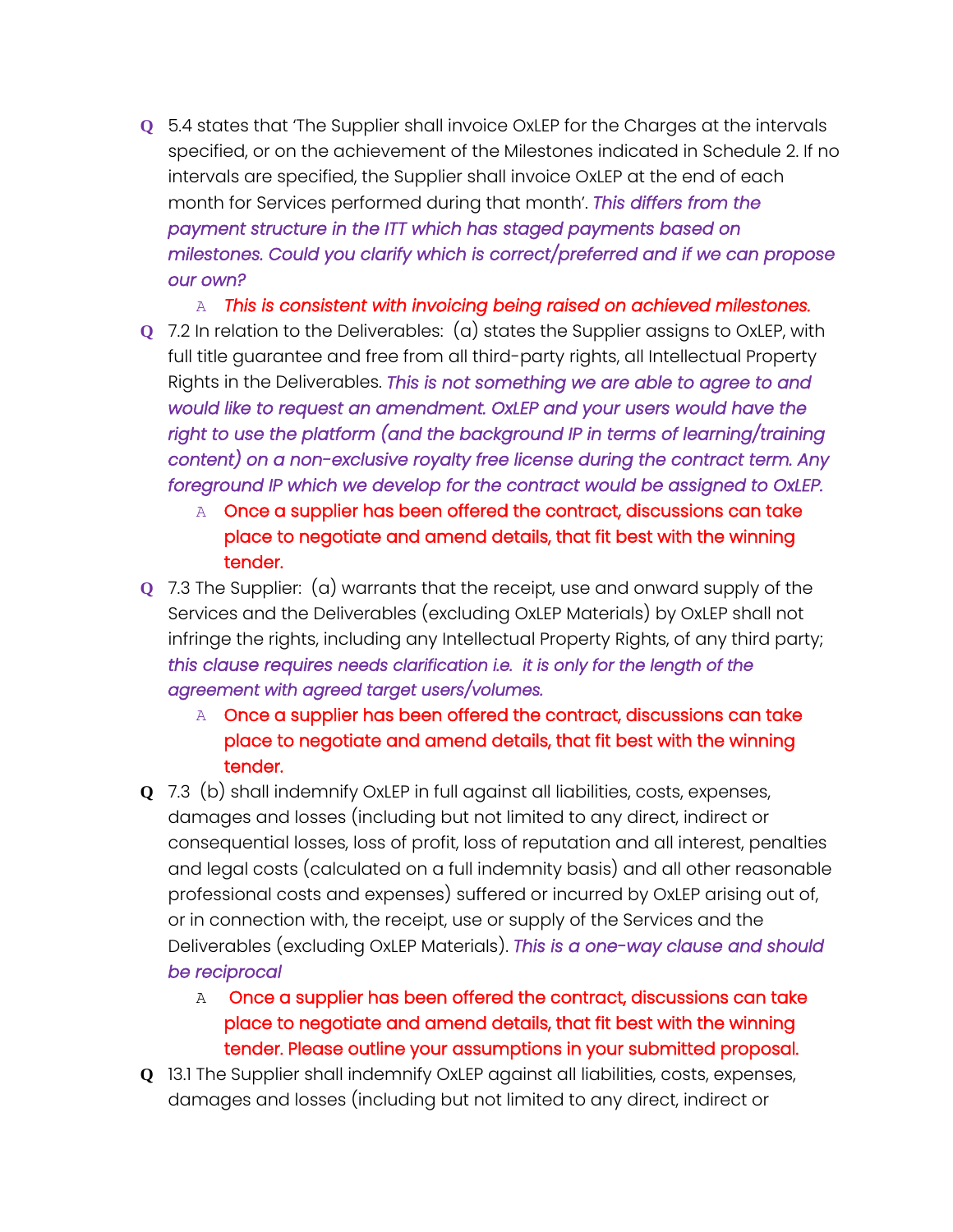**Q** 5.4 states that 'The Supplier shall invoice OxLEP for the Charges at the intervals specified, or on the achievement of the Milestones indicated in Schedule 2. If no intervals are specified, the Supplier shall invoice OxLEP at the end of each month for Services performed during that month'. *This differs from the payment structure in the ITT which has staged payments based on milestones. Could you clarify which is correct/preferred and if we can propose our own?*

- A *This is consistent with invoicing being raised on achieved milestones.*

**Q** 7.2 In relation to the Deliverables: (a) states the Supplier assigns to OxLEP, with full title guarantee and free from all third-party rights, all Intellectual Property Rights in the Deliverables. *This is not something we are able to agree to and would like to request an amendment. OxLEP and your users would have the right to use the platform (and the background IP in terms of learning/training content) on a non-exclusive royalty free license during the contract term. Any foreground IP which we develop for the contract would be assigned to OxLEP.*

- A Once a supplier has been offered the contract, discussions can take place to negotiate and amend details, that fit best with the winning tender.

**Q** 7.3 The Supplier: (a) warrants that the receipt, use and onward supply of the Services and the Deliverables (excluding OxLEP Materials) by OxLEP shall not infringe the rights, including any Intellectual Property Rights, of any third party; *this clause requires needs clarification i.e. it is only for the length of the agreement with agreed target users/volumes.*

- A Once a supplier has been offered the contract, discussions can take place to negotiate and amend details, that fit best with the winning tender.

**Q** 7.3 (b) shall indemnify OxLEP in full against all liabilities, costs, expenses, damages and losses (including but not limited to any direct, indirect or consequential losses, loss of profit, loss of reputation and all interest, penalties and legal costs (calculated on a full indemnity basis) and all other reasonable professional costs and expenses) suffered or incurred by OxLEP arising out of, or in connection with, the receipt, use or supply of the Services and the Deliverables (excluding OxLEP Materials). *This is a one-way clause and should be reciprocal*

- A Once a supplier has been offered the contract, discussions can take place to negotiate and amend details, that fit best with the winning tender. Please outline your assumptions in your submitted proposal.

**Q** 13.1 The Supplier shall indemnify OxLEP against all liabilities, costs, expenses, damages and losses (including but not limited to any direct, indirect or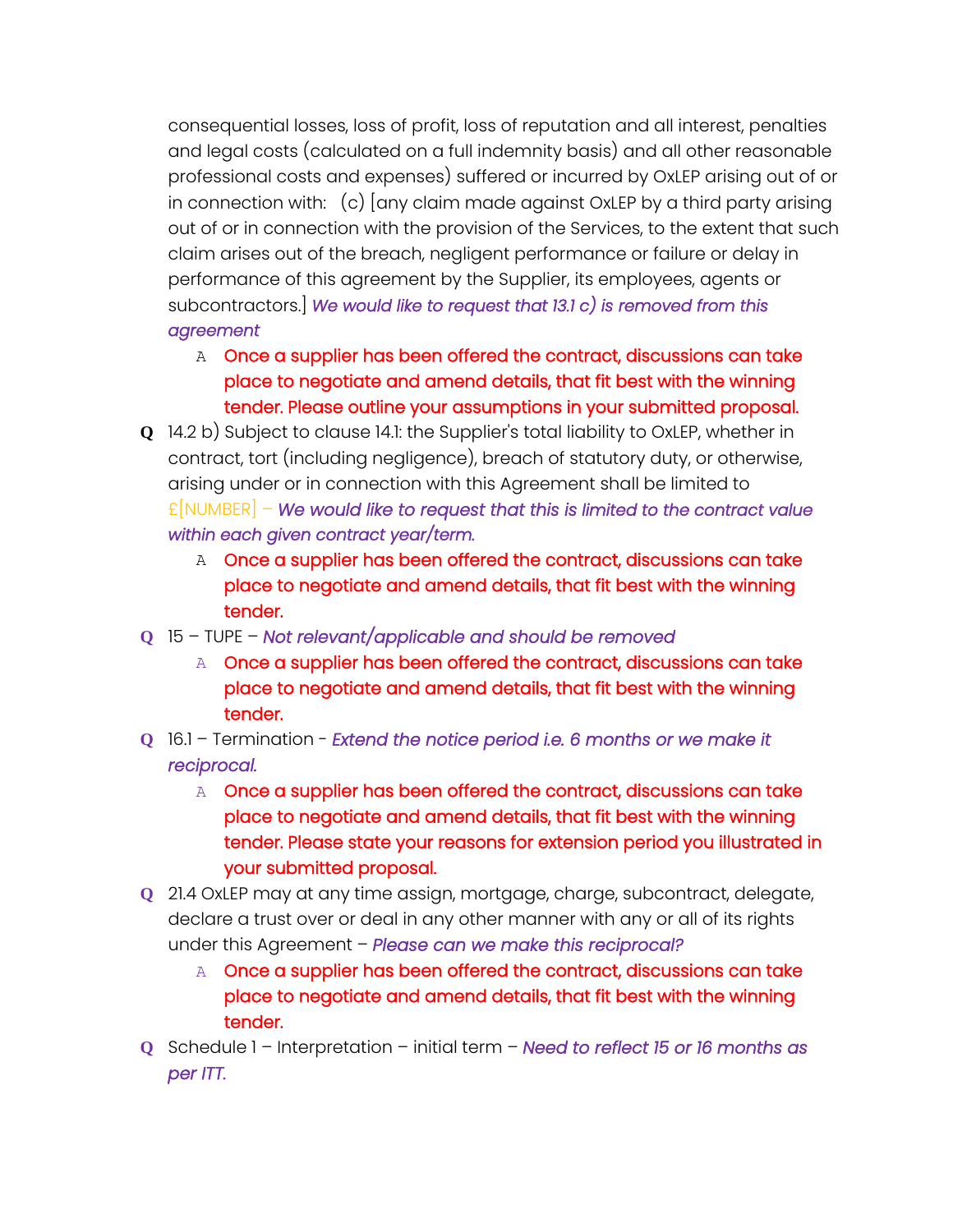consequential losses, loss of profit, loss of reputation and all interest, penalties and legal costs (calculated on a full indemnity basis) and all other reasonable professional costs and expenses) suffered or incurred by OxLEP arising out of or in connection with: (c) [any claim made against OxLEP by a third party arising out of or in connection with the provision of the Services, to the extent that such claim arises out of the breach, negligent performance or failure or delay in performance of this agreement by the Supplier, its employees, agents or subcontractors.] *We would like to request that 13.1 c) is removed from this agreement*

- **A** Once a supplier has been offered the contract, discussions can take place to negotiate and amend details, that fit best with the winning tender. Please outline your assumptions in your submitted proposal.

**Q** 14.2 b) Subject to clause 14.1: the Supplier's total liability to OxLEP, whether in contract, tort (including negligence), breach of statutory duty, or otherwise, arising under or in connection with this Agreement shall be limited to £[NUMBER] – *We would like to request that this is limited to the contract value within each given contract year/term.*

- **A** Once a supplier has been offered the contract, discussions can take place to negotiate and amend details, that fit best with the winning tender.

**Q** 15 – TUPE – *Not relevant/applicable and should be removed*

- **A** Once a supplier has been offered the contract, discussions can take place to negotiate and amend details, that fit best with the winning tender.

**Q** 16.1 – Termination - *Extend the notice period i.e. 6 months or we make it reciprocal.*

- **A** Once a supplier has been offered the contract, discussions can take place to negotiate and amend details, that fit best with the winning tender. Please state your reasons for extension period you illustrated in your submitted proposal.

**Q** 21.4 OxLEP may at any time assign, mortgage, charge, subcontract, delegate, declare a trust over or deal in any other manner with any or all of its rights under this Agreement – *Please can we make this reciprocal?*

- **A** Once a supplier has been offered the contract, discussions can take place to negotiate and amend details, that fit best with the winning tender.

**Q** Schedule 1 – Interpretation – initial term – *Need to reflect 15 or 16 months as per ITT.*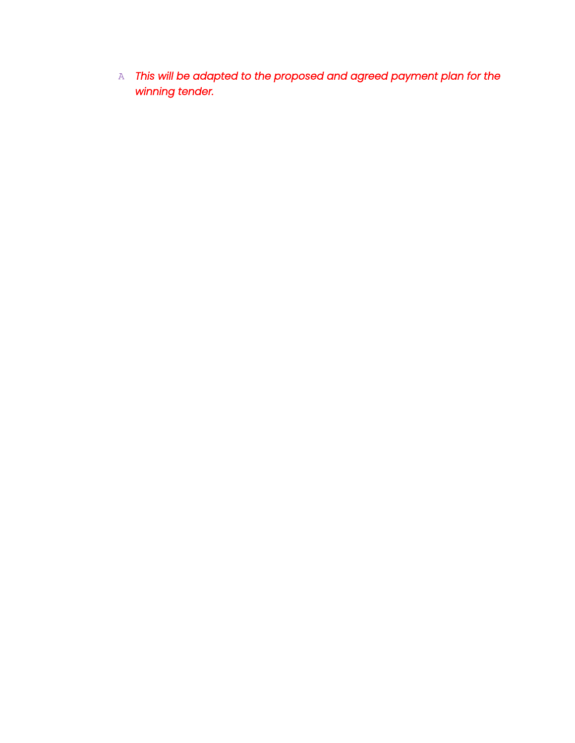A *This will be adapted to the proposed and agreed payment plan for the winning tender.*